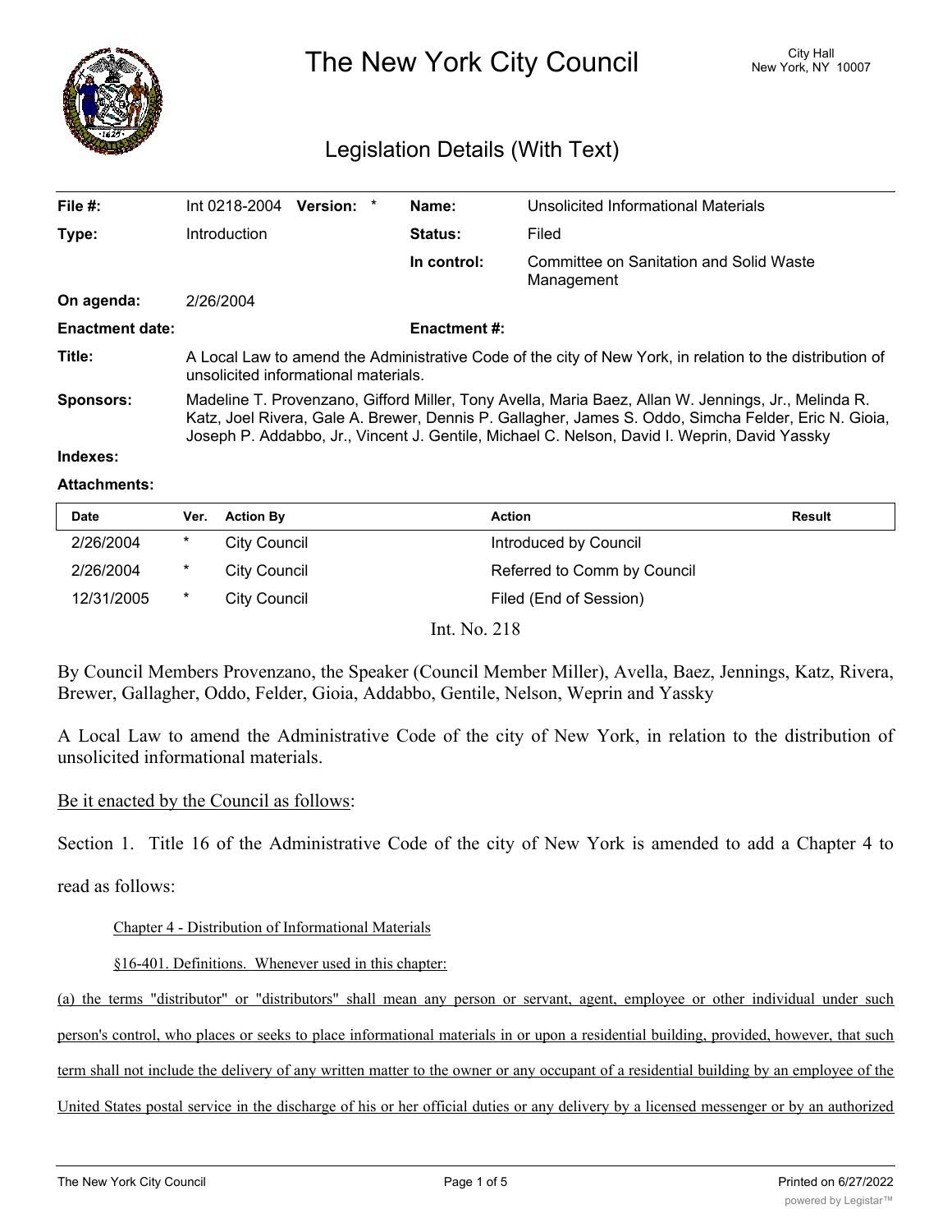# The New York City Council

City Hall
New York, NY 10007

## Legislation Details (With Text)

| | | | |
|---|---|---|---|
| **File #:** | Int 0218-2004 **Version:** * | **Name:** | Unsolicited Informational Materials |
| **Type:** | Introduction | **Status:** | Filed |
| | | **In control:** | Committee on Sanitation and Solid Waste Management |
| **On agenda:** | 2/26/2004 | | |
| **Enactment date:** | | **Enactment #:** | |

**Title:** A Local Law to amend the Administrative Code of the city of New York, in relation to the distribution of unsolicited informational materials.

**Sponsors:** Madeline T. Provenzano, Gifford Miller, Tony Avella, Maria Baez, Allan W. Jennings, Jr., Melinda R. Katz, Joel Rivera, Gale A. Brewer, Dennis P. Gallagher, James S. Oddo, Simcha Felder, Eric N. Gioia, Joseph P. Addabbo, Jr., Vincent J. Gentile, Michael C. Nelson, David I. Weprin, David Yassky

**Indexes:**

**Attachments:**

| Date | Ver. | Action By | Action | Result |
|---|---|---|---|---|
| 2/26/2004 | * | City Council | Introduced by Council | |
| 2/26/2004 | * | City Council | Referred to Comm by Council | |
| 12/31/2005 | * | City Council | Filed (End of Session) | |

Int. No. 218

By Council Members Provenzano, the Speaker (Council Member Miller), Avella, Baez, Jennings, Katz, Rivera, Brewer, Gallagher, Oddo, Felder, Gioia, Addabbo, Gentile, Nelson, Weprin and Yassky

A Local Law to amend the Administrative Code of the city of New York, in relation to the distribution of unsolicited informational materials.

Be it enacted by the Council as follows:

Section 1. Title 16 of the Administrative Code of the city of New York is amended to add a Chapter 4 to read as follows:

Chapter 4 - Distribution of Informational Materials

§16-401. Definitions. Whenever used in this chapter:

(a) the terms "distributor" or "distributors" shall mean any person or servant, agent, employee or other individual under such person's control, who places or seeks to place informational materials in or upon a residential building, provided, however, that such term shall not include the delivery of any written matter to the owner or any occupant of a residential building by an employee of the United States postal service in the discharge of his or her official duties or any delivery by a licensed messenger or by an authorized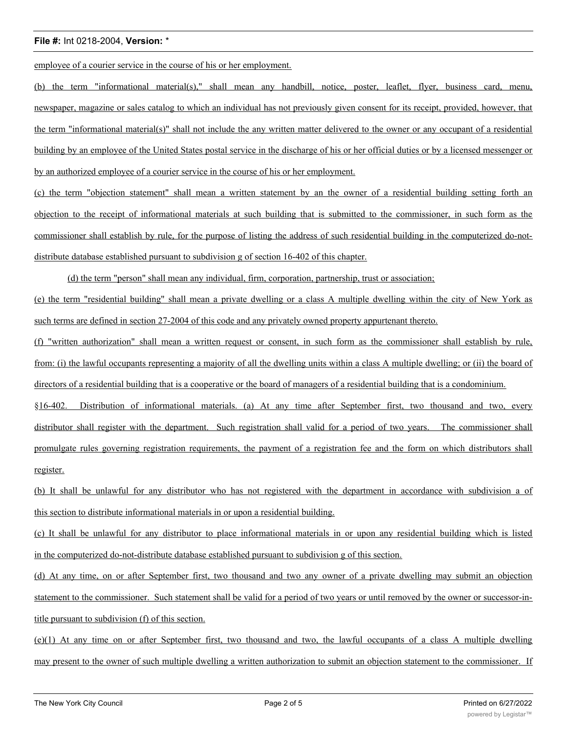employee of a courier service in the course of his or her employment.

(b) the term "informational material(s)," shall mean any handbill, notice, poster, leaflet, flyer, business card, menu, newspaper, magazine or sales catalog to which an individual has not previously given consent for its receipt, provided, however, that the term "informational material(s)" shall not include the any written matter delivered to the owner or any occupant of a residential building by an employee of the United States postal service in the discharge of his or her official duties or by a licensed messenger or by an authorized employee of a courier service in the course of his or her employment.

(c) the term "objection statement" shall mean a written statement by an the owner of a residential building setting forth an objection to the receipt of informational materials at such building that is submitted to the commissioner, in such form as the commissioner shall establish by rule, for the purpose of listing the address of such residential building in the computerized do-not-distribute database established pursuant to subdivision g of section 16-402 of this chapter.

(d) the term "person" shall mean any individual, firm, corporation, partnership, trust or association;

(e) the term "residential building" shall mean a private dwelling or a class A multiple dwelling within the city of New York as such terms are defined in section 27-2004 of this code and any privately owned property appurtenant thereto.

(f) "written authorization" shall mean a written request or consent, in such form as the commissioner shall establish by rule, from: (i) the lawful occupants representing a majority of all the dwelling units within a class A multiple dwelling; or (ii) the board of directors of a residential building that is a cooperative or the board of managers of a residential building that is a condominium.

§16-402. Distribution of informational materials. (a) At any time after September first, two thousand and two, every distributor shall register with the department. Such registration shall valid for a period of two years. The commissioner shall promulgate rules governing registration requirements, the payment of a registration fee and the form on which distributors shall register.

(b) It shall be unlawful for any distributor who has not registered with the department in accordance with subdivision a of this section to distribute informational materials in or upon a residential building.

(c) It shall be unlawful for any distributor to place informational materials in or upon any residential building which is listed in the computerized do-not-distribute database established pursuant to subdivision g of this section.

(d) At any time, on or after September first, two thousand and two any owner of a private dwelling may submit an objection statement to the commissioner. Such statement shall be valid for a period of two years or until removed by the owner or successor-in-title pursuant to subdivision (f) of this section.

(e)(1) At any time on or after September first, two thousand and two, the lawful occupants of a class A multiple dwelling may present to the owner of such multiple dwelling a written authorization to submit an objection statement to the commissioner. If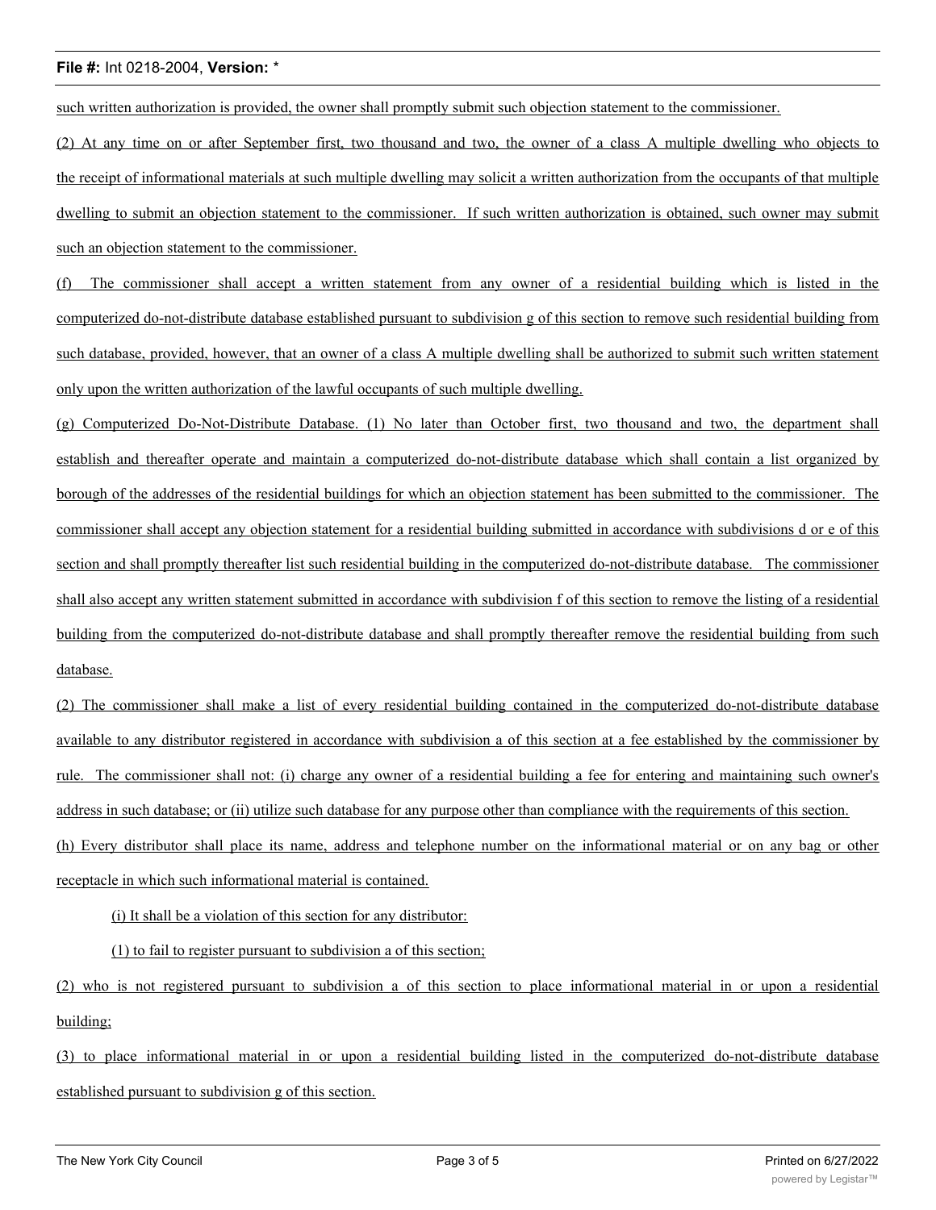such written authorization is provided, the owner shall promptly submit such objection statement to the commissioner.

(2) At any time on or after September first, two thousand and two, the owner of a class A multiple dwelling who objects to the receipt of informational materials at such multiple dwelling may solicit a written authorization from the occupants of that multiple dwelling to submit an objection statement to the commissioner. If such written authorization is obtained, such owner may submit such an objection statement to the commissioner.

(f) The commissioner shall accept a written statement from any owner of a residential building which is listed in the computerized do-not-distribute database established pursuant to subdivision g of this section to remove such residential building from such database, provided, however, that an owner of a class A multiple dwelling shall be authorized to submit such written statement only upon the written authorization of the lawful occupants of such multiple dwelling.

(g) Computerized Do-Not-Distribute Database. (1) No later than October first, two thousand and two, the department shall establish and thereafter operate and maintain a computerized do-not-distribute database which shall contain a list organized by borough of the addresses of the residential buildings for which an objection statement has been submitted to the commissioner. The commissioner shall accept any objection statement for a residential building submitted in accordance with subdivisions d or e of this section and shall promptly thereafter list such residential building in the computerized do-not-distribute database. The commissioner shall also accept any written statement submitted in accordance with subdivision f of this section to remove the listing of a residential building from the computerized do-not-distribute database and shall promptly thereafter remove the residential building from such database.

(2) The commissioner shall make a list of every residential building contained in the computerized do-not-distribute database available to any distributor registered in accordance with subdivision a of this section at a fee established by the commissioner by rule. The commissioner shall not: (i) charge any owner of a residential building a fee for entering and maintaining such owner's address in such database; or (ii) utilize such database for any purpose other than compliance with the requirements of this section.

(h) Every distributor shall place its name, address and telephone number on the informational material or on any bag or other receptacle in which such informational material is contained.

(i) It shall be a violation of this section for any distributor:

(1) to fail to register pursuant to subdivision a of this section;

(2) who is not registered pursuant to subdivision a of this section to place informational material in or upon a residential building;

(3) to place informational material in or upon a residential building listed in the computerized do-not-distribute database established pursuant to subdivision g of this section.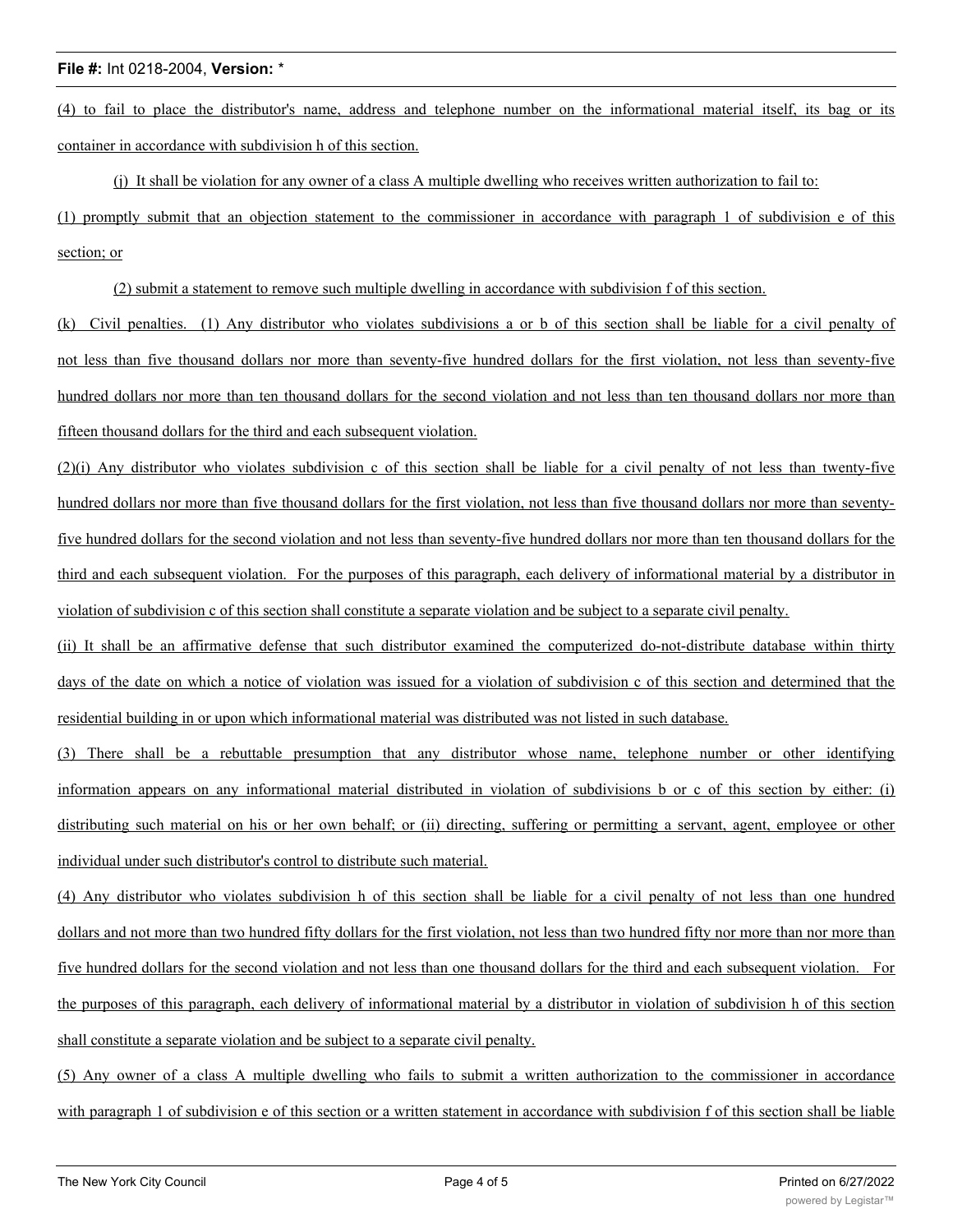(4) to fail to place the distributor's name, address and telephone number on the informational material itself, its bag or its container in accordance with subdivision h of this section.

(j) It shall be violation for any owner of a class A multiple dwelling who receives written authorization to fail to:

(1) promptly submit that an objection statement to the commissioner in accordance with paragraph 1 of subdivision e of this section; or

(2) submit a statement to remove such multiple dwelling in accordance with subdivision f of this section.

(k) Civil penalties. (1) Any distributor who violates subdivisions a or b of this section shall be liable for a civil penalty of not less than five thousand dollars nor more than seventy-five hundred dollars for the first violation, not less than seventy-five hundred dollars nor more than ten thousand dollars for the second violation and not less than ten thousand dollars nor more than fifteen thousand dollars for the third and each subsequent violation.

(2)(i) Any distributor who violates subdivision c of this section shall be liable for a civil penalty of not less than twenty-five hundred dollars nor more than five thousand dollars for the first violation, not less than five thousand dollars nor more than seventy-five hundred dollars for the second violation and not less than seventy-five hundred dollars nor more than ten thousand dollars for the third and each subsequent violation. For the purposes of this paragraph, each delivery of informational material by a distributor in violation of subdivision c of this section shall constitute a separate violation and be subject to a separate civil penalty.

(ii) It shall be an affirmative defense that such distributor examined the computerized do-not-distribute database within thirty days of the date on which a notice of violation was issued for a violation of subdivision c of this section and determined that the residential building in or upon which informational material was distributed was not listed in such database.

(3) There shall be a rebuttable presumption that any distributor whose name, telephone number or other identifying information appears on any informational material distributed in violation of subdivisions b or c of this section by either: (i) distributing such material on his or her own behalf; or (ii) directing, suffering or permitting a servant, agent, employee or other individual under such distributor's control to distribute such material.

(4) Any distributor who violates subdivision h of this section shall be liable for a civil penalty of not less than one hundred dollars and not more than two hundred fifty dollars for the first violation, not less than two hundred fifty nor more than nor more than five hundred dollars for the second violation and not less than one thousand dollars for the third and each subsequent violation. For the purposes of this paragraph, each delivery of informational material by a distributor in violation of subdivision h of this section shall constitute a separate violation and be subject to a separate civil penalty.

(5) Any owner of a class A multiple dwelling who fails to submit a written authorization to the commissioner in accordance with paragraph 1 of subdivision e of this section or a written statement in accordance with subdivision f of this section shall be liable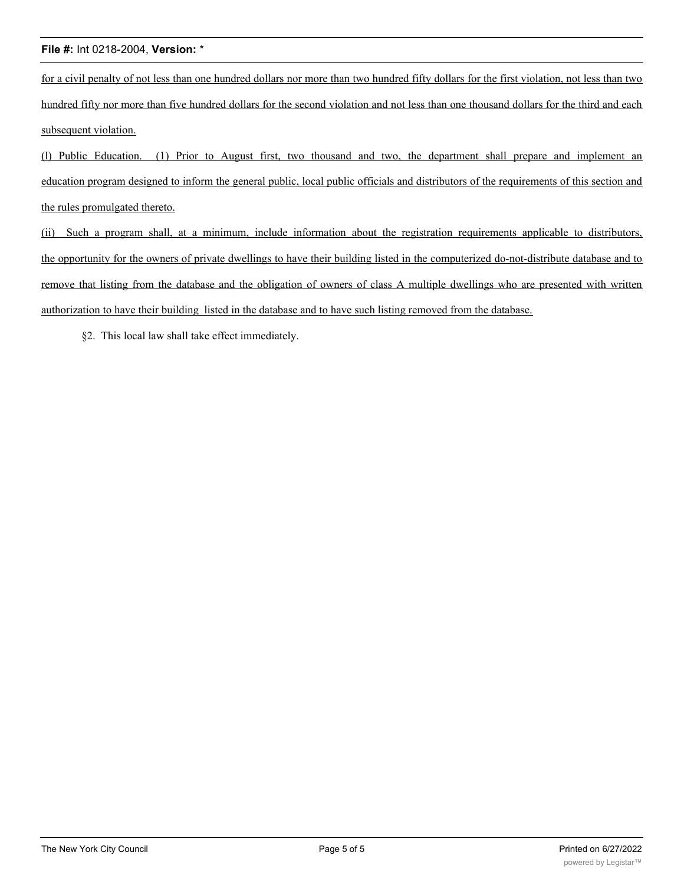for a civil penalty of not less than one hundred dollars nor more than two hundred fifty dollars for the first violation, not less than two hundred fifty nor more than five hundred dollars for the second violation and not less than one thousand dollars for the third and each subsequent violation.

(l) Public Education. (1) Prior to August first, two thousand and two, the department shall prepare and implement an education program designed to inform the general public, local public officials and distributors of the requirements of this section and the rules promulgated thereto.

(ii) Such a program shall, at a minimum, include information about the registration requirements applicable to distributors, the opportunity for the owners of private dwellings to have their building listed in the computerized do-not-distribute database and to remove that listing from the database and the obligation of owners of class A multiple dwellings who are presented with written authorization to have their building listed in the database and to have such listing removed from the database.

§2. This local law shall take effect immediately.